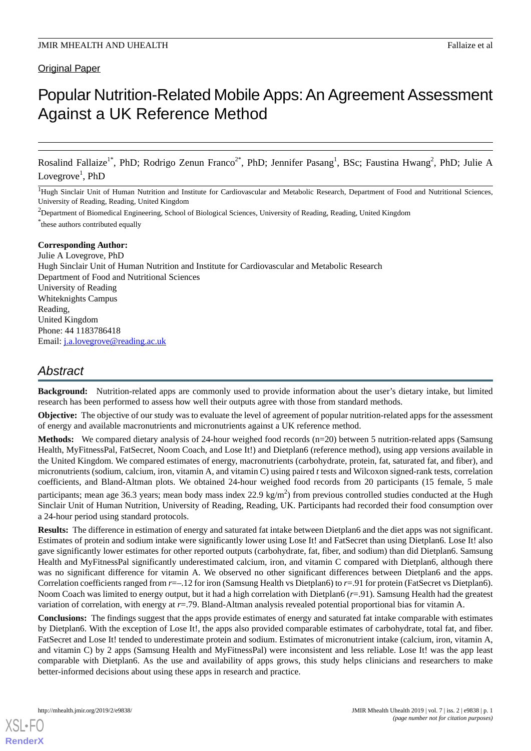Original Paper

# Popular Nutrition-Related Mobile Apps: An Agreement Assessment Against a UK Reference Method

Rosalind Fallaize[1*], PhD; Rodrigo Zenun Franco[2*], PhD; Jennifer Pasang[1], BSc; Faustina Hwang[2], PhD; Julie A Lovegrove[1], PhD

[1]Hugh Sinclair Unit of Human Nutrition and Institute for Cardiovascular and Metabolic Research, Department of Food and Nutritional Sciences, University of Reading, Reading, United Kingdom

[2]Department of Biomedical Engineering, School of Biological Sciences, University of Reading, Reading, United Kingdom

[*]these authors contributed equally

**Corresponding Author:**
Julie A Lovegrove, PhD
Hugh Sinclair Unit of Human Nutrition and Institute for Cardiovascular and Metabolic Research
Department of Food and Nutritional Sciences
University of Reading
Whiteknights Campus
Reading,
United Kingdom
Phone: 44 1183786418
Email: j.a.lovegrove@reading.ac.uk

## Abstract

**Background:** Nutrition-related apps are commonly used to provide information about the user's dietary intake, but limited research has been performed to assess how well their outputs agree with those from standard methods.

**Objective:** The objective of our study was to evaluate the level of agreement of popular nutrition-related apps for the assessment of energy and available macronutrients and micronutrients against a UK reference method.

**Methods:** We compared dietary analysis of 24-hour weighed food records (n=20) between 5 nutrition-related apps (Samsung Health, MyFitnessPal, FatSecret, Noom Coach, and Lose It!) and Dietplan6 (reference method), using app versions available in the United Kingdom. We compared estimates of energy, macronutrients (carbohydrate, protein, fat, saturated fat, and fiber), and micronutrients (sodium, calcium, iron, vitamin A, and vitamin C) using paired *t* tests and Wilcoxon signed-rank tests, correlation coefficients, and Bland-Altman plots. We obtained 24-hour weighed food records from 20 participants (15 female, 5 male participants; mean age 36.3 years; mean body mass index 22.9 kg/m$^2$) from previous controlled studies conducted at the Hugh Sinclair Unit of Human Nutrition, University of Reading, Reading, UK. Participants had recorded their food consumption over a 24-hour period using standard protocols.

**Results:** The difference in estimation of energy and saturated fat intake between Dietplan6 and the diet apps was not significant. Estimates of protein and sodium intake were significantly lower using Lose It! and FatSecret than using Dietplan6. Lose It! also gave significantly lower estimates for other reported outputs (carbohydrate, fat, fiber, and sodium) than did Dietplan6. Samsung Health and MyFitnessPal significantly underestimated calcium, iron, and vitamin C compared with Dietplan6, although there was no significant difference for vitamin A. We observed no other significant differences between Dietplan6 and the apps. Correlation coefficients ranged from *r*=–.12 for iron (Samsung Health vs Dietplan6) to *r*=.91 for protein (FatSecret vs Dietplan6). Noom Coach was limited to energy output, but it had a high correlation with Dietplan6 (*r*=.91). Samsung Health had the greatest variation of correlation, with energy at *r*=.79. Bland-Altman analysis revealed potential proportional bias for vitamin A.

**Conclusions:** The findings suggest that the apps provide estimates of energy and saturated fat intake comparable with estimates by Dietplan6. With the exception of Lose It!, the apps also provided comparable estimates of carbohydrate, total fat, and fiber. FatSecret and Lose It! tended to underestimate protein and sodium. Estimates of micronutrient intake (calcium, iron, vitamin A, and vitamin C) by 2 apps (Samsung Health and MyFitnessPal) were inconsistent and less reliable. Lose It! was the app least comparable with Dietplan6. As the use and availability of apps grows, this study helps clinicians and researchers to make better-informed decisions about using these apps in research and practice.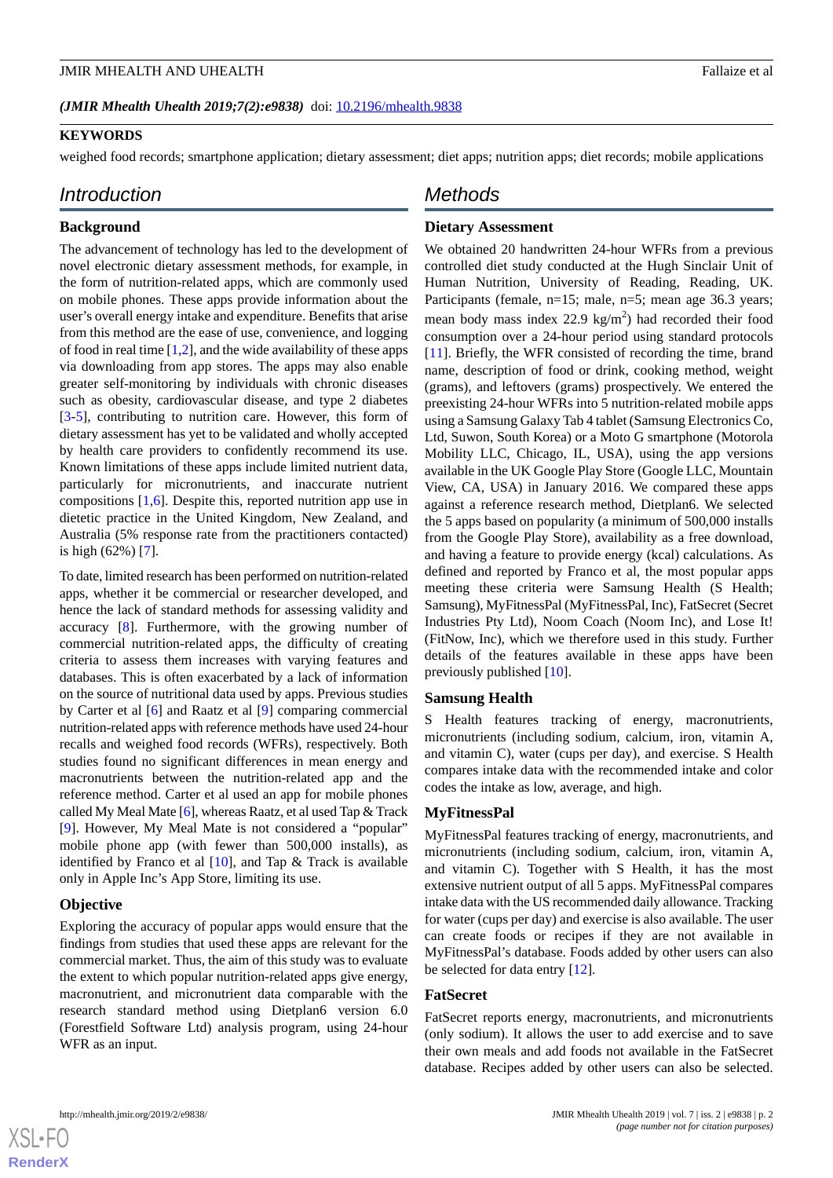(*JMIR Mhealth Uhealth 2019;7(2):e9838*) doi: [10.2196/mhealth.9838](http://dx.doi.org/10.2196/mhealth.9838)

### KEYWORDS

weighed food records; smartphone application; dietary assessment; diet apps; nutrition apps; diet records; mobile applications

## Introduction

### Background

The advancement of technology has led to the development of novel electronic dietary assessment methods, for example, in the form of nutrition-related apps, which are commonly used on mobile phones. These apps provide information about the user's overall energy intake and expenditure. Benefits that arise from this method are the ease of use, convenience, and logging of food in real time [1,2], and the wide availability of these apps via downloading from app stores. The apps may also enable greater self-monitoring by individuals with chronic diseases such as obesity, cardiovascular disease, and type 2 diabetes [3-5], contributing to nutrition care. However, this form of dietary assessment has yet to be validated and wholly accepted by health care providers to confidently recommend its use. Known limitations of these apps include limited nutrient data, particularly for micronutrients, and inaccurate nutrient compositions [1,6]. Despite this, reported nutrition app use in dietetic practice in the United Kingdom, New Zealand, and Australia (5% response rate from the practitioners contacted) is high (62%) [7].

To date, limited research has been performed on nutrition-related apps, whether it be commercial or researcher developed, and hence the lack of standard methods for assessing validity and accuracy [8]. Furthermore, with the growing number of commercial nutrition-related apps, the difficulty of creating criteria to assess them increases with varying features and databases. This is often exacerbated by a lack of information on the source of nutritional data used by apps. Previous studies by Carter et al [6] and Raatz et al [9] comparing commercial nutrition-related apps with reference methods have used 24-hour recalls and weighed food records (WFRs), respectively. Both studies found no significant differences in mean energy and macronutrients between the nutrition-related app and the reference method. Carter et al used an app for mobile phones called My Meal Mate [6], whereas Raatz, et al used Tap & Track [9]. However, My Meal Mate is not considered a "popular" mobile phone app (with fewer than 500,000 installs), as identified by Franco et al [10], and Tap & Track is available only in Apple Inc's App Store, limiting its use.

### Objective

Exploring the accuracy of popular apps would ensure that the findings from studies that used these apps are relevant for the commercial market. Thus, the aim of this study was to evaluate the extent to which popular nutrition-related apps give energy, macronutrient, and micronutrient data comparable with the research standard method using Dietplan6 version 6.0 (Forestfield Software Ltd) analysis program, using 24-hour WFR as an input.

## Methods

### Dietary Assessment

We obtained 20 handwritten 24-hour WFRs from a previous controlled diet study conducted at the Hugh Sinclair Unit of Human Nutrition, University of Reading, Reading, UK. Participants (female, n=15; male, n=5; mean age 36.3 years; mean body mass index 22.9 kg/m$^2$) had recorded their food consumption over a 24-hour period using standard protocols [11]. Briefly, the WFR consisted of recording the time, brand name, description of food or drink, cooking method, weight (grams), and leftovers (grams) prospectively. We entered the preexisting 24-hour WFRs into 5 nutrition-related mobile apps using a Samsung Galaxy Tab 4 tablet (Samsung Electronics Co, Ltd, Suwon, South Korea) or a Moto G smartphone (Motorola Mobility LLC, Chicago, IL, USA), using the app versions available in the UK Google Play Store (Google LLC, Mountain View, CA, USA) in January 2016. We compared these apps against a reference research method, Dietplan6. We selected the 5 apps based on popularity (a minimum of 500,000 installs from the Google Play Store), availability as a free download, and having a feature to provide energy (kcal) calculations. As defined and reported by Franco et al, the most popular apps meeting these criteria were Samsung Health (S Health; Samsung), MyFitnessPal (MyFitnessPal, Inc), FatSecret (Secret Industries Pty Ltd), Noom Coach (Noom Inc), and Lose It! (FitNow, Inc), which we therefore used in this study. Further details of the features available in these apps have been previously published [10].

### Samsung Health

S Health features tracking of energy, macronutrients, micronutrients (including sodium, calcium, iron, vitamin A, and vitamin C), water (cups per day), and exercise. S Health compares intake data with the recommended intake and color codes the intake as low, average, and high.

### MyFitnessPal

MyFitnessPal features tracking of energy, macronutrients, and micronutrients (including sodium, calcium, iron, vitamin A, and vitamin C). Together with S Health, it has the most extensive nutrient output of all 5 apps. MyFitnessPal compares intake data with the US recommended daily allowance. Tracking for water (cups per day) and exercise is also available. The user can create foods or recipes if they are not available in MyFitnessPal's database. Foods added by other users can also be selected for data entry [12].

### FatSecret

FatSecret reports energy, macronutrients, and micronutrients (only sodium). It allows the user to add exercise and to save their own meals and add foods not available in the FatSecret database. Recipes added by other users can also be selected.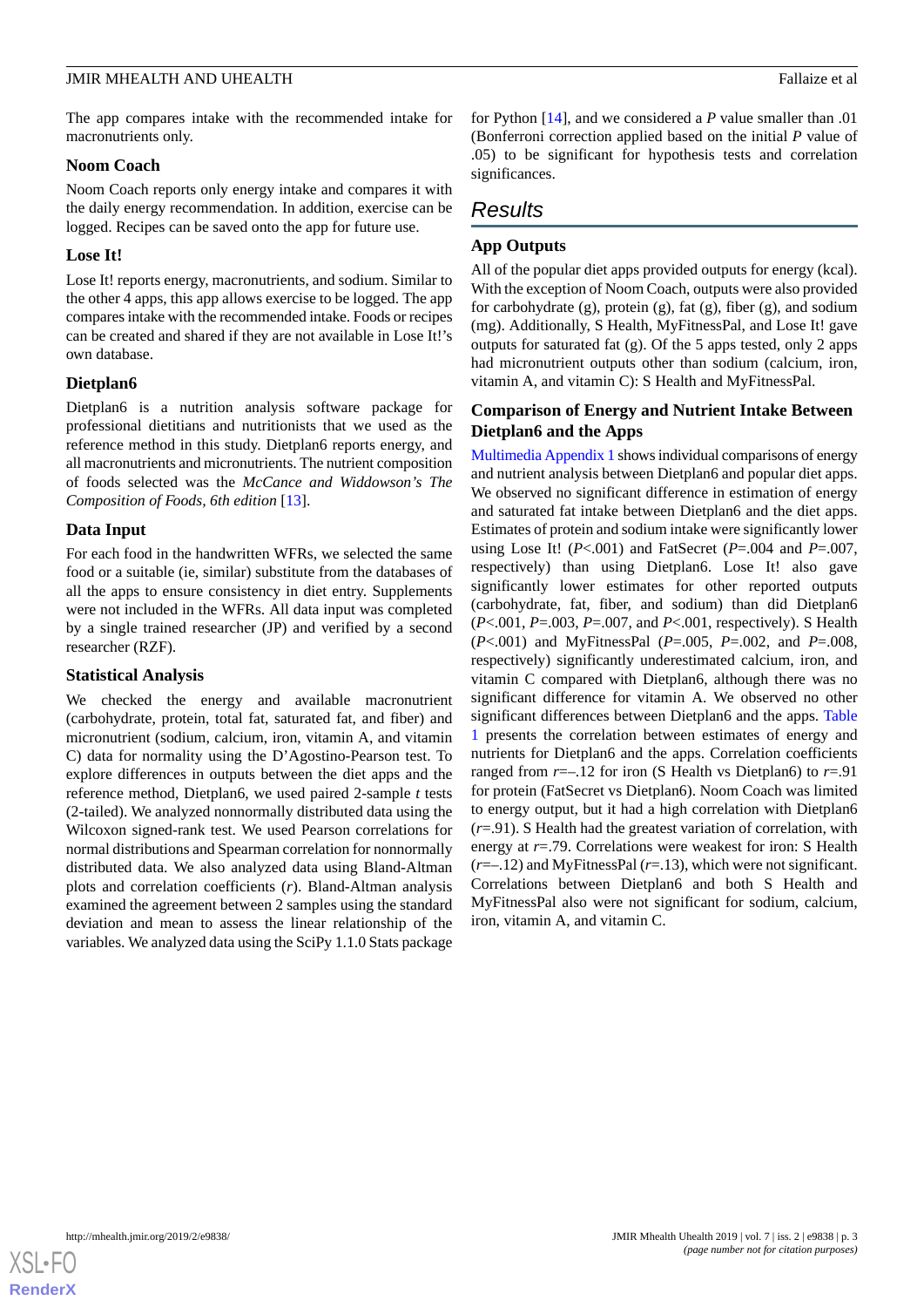The app compares intake with the recommended intake for macronutrients only.

### Noom Coach

Noom Coach reports only energy intake and compares it with the daily energy recommendation. In addition, exercise can be logged. Recipes can be saved onto the app for future use.

### Lose It!

Lose It! reports energy, macronutrients, and sodium. Similar to the other 4 apps, this app allows exercise to be logged. The app compares intake with the recommended intake. Foods or recipes can be created and shared if they are not available in Lose It!'s own database.

### Dietplan6

Dietplan6 is a nutrition analysis software package for professional dietitians and nutritionists that we used as the reference method in this study. Dietplan6 reports energy, and all macronutrients and micronutrients. The nutrient composition of foods selected was the *McCance and Widdowson's The Composition of Foods, 6th edition* [13].

### Data Input

For each food in the handwritten WFRs, we selected the same food or a suitable (ie, similar) substitute from the databases of all the apps to ensure consistency in diet entry. Supplements were not included in the WFRs. All data input was completed by a single trained researcher (JP) and verified by a second researcher (RZF).

### Statistical Analysis

We checked the energy and available macronutrient (carbohydrate, protein, total fat, saturated fat, and fiber) and micronutrient (sodium, calcium, iron, vitamin A, and vitamin C) data for normality using the D'Agostino-Pearson test. To explore differences in outputs between the diet apps and the reference method, Dietplan6, we used paired 2-sample *t* tests (2-tailed). We analyzed nonnormally distributed data using the Wilcoxon signed-rank test. We used Pearson correlations for normal distributions and Spearman correlation for nonnormally distributed data. We also analyzed data using Bland-Altman plots and correlation coefficients ($r$). Bland-Altman analysis examined the agreement between 2 samples using the standard deviation and mean to assess the linear relationship of the variables. We analyzed data using the SciPy 1.1.0 Stats package for Python [14], and we considered a $P$ value smaller than .01 (Bonferroni correction applied based on the initial $P$ value of .05) to be significant for hypothesis tests and correlation significances.

## Results

### App Outputs

All of the popular diet apps provided outputs for energy (kcal). With the exception of Noom Coach, outputs were also provided for carbohydrate (g), protein (g), fat (g), fiber (g), and sodium (mg). Additionally, S Health, MyFitnessPal, and Lose It! gave outputs for saturated fat (g). Of the 5 apps tested, only 2 apps had micronutrient outputs other than sodium (calcium, iron, vitamin A, and vitamin C): S Health and MyFitnessPal.

### Comparison of Energy and Nutrient Intake Between Dietplan6 and the Apps

Multimedia Appendix 1 shows individual comparisons of energy and nutrient analysis between Dietplan6 and popular diet apps. We observed no significant difference in estimation of energy and saturated fat intake between Dietplan6 and the diet apps. Estimates of protein and sodium intake were significantly lower using Lose It! ($P<.001$) and FatSecret ($P=.004$ and $P=.007$, respectively) than using Dietplan6. Lose It! also gave significantly lower estimates for other reported outputs (carbohydrate, fat, fiber, and sodium) than did Dietplan6 ($P<.001$, $P=.003$, $P=.007$, and $P<.001$, respectively). S Health ($P<.001$) and MyFitnessPal ($P=.005$, $P=.002$, and $P=.008$, respectively) significantly underestimated calcium, iron, and vitamin C compared with Dietplan6, although there was no significant difference for vitamin A. We observed no other significant differences between Dietplan6 and the apps. Table 1 presents the correlation between estimates of energy and nutrients for Dietplan6 and the apps. Correlation coefficients ranged from $r=-.12$ for iron (S Health vs Dietplan6) to $r=.91$ for protein (FatSecret vs Dietplan6). Noom Coach was limited to energy output, but it had a high correlation with Dietplan6 ($r=.91$). S Health had the greatest variation of correlation, with energy at $r=.79$. Correlations were weakest for iron: S Health ($r=-.12$) and MyFitnessPal ($r=.13$), which were not significant. Correlations between Dietplan6 and both S Health and MyFitnessPal also were not significant for sodium, calcium, iron, vitamin A, and vitamin C.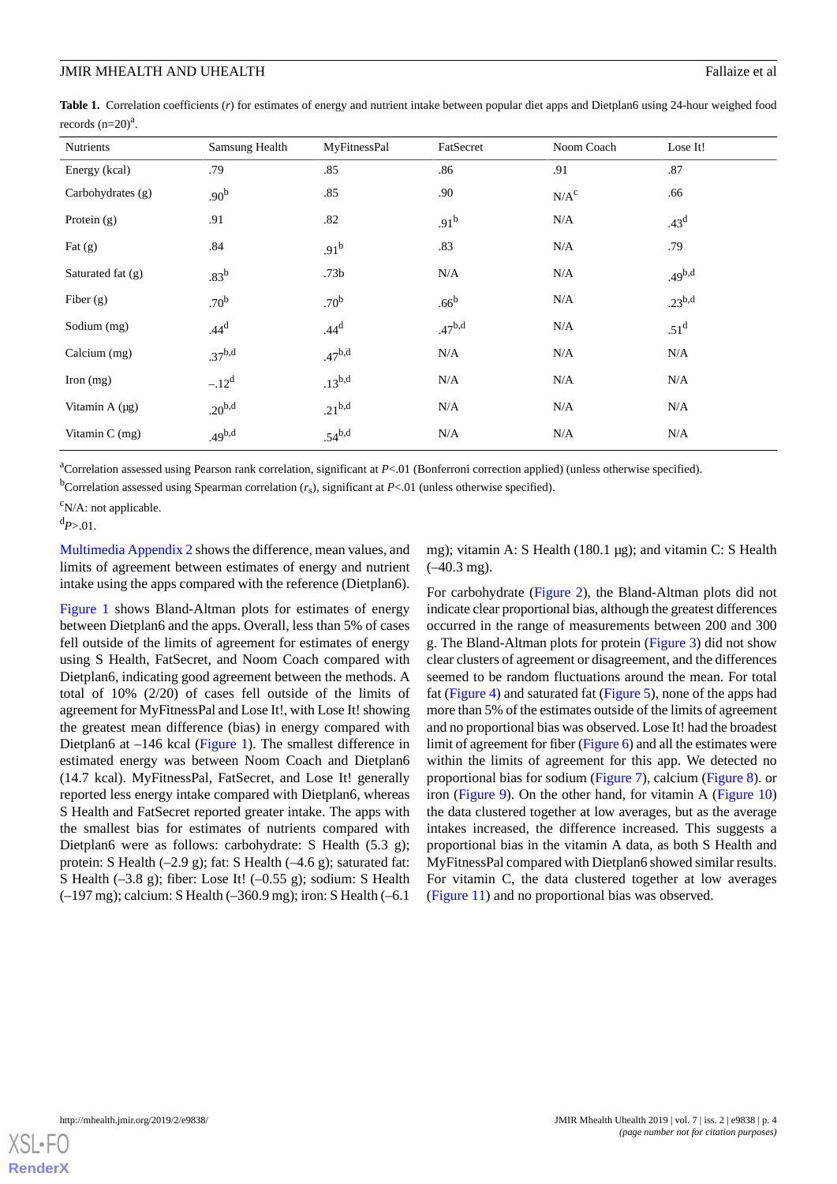**Table 1.** Correlation coefficients (*r*) for estimates of energy and nutrient intake between popular diet apps and Dietplan6 using 24-hour weighed food records (n=20)[a].

| Nutrients | Samsung Health | MyFitnessPal | FatSecret | Noom Coach | Lose It! |
|---|---|---|---|---|---|
| Energy (kcal) | .79 | .85 | .86 | .91 | .87 |
| Carbohydrates (g) | .90[b] | .85 | .90 | N/A[c] | .66 |
| Protein (g) | .91 | .82 | .91[b] | N/A | .43[d] |
| Fat (g) | .84 | .91[b] | .83 | N/A | .79 |
| Saturated fat (g) | .83[b] | .73b | N/A | N/A | .49[b,d] |
| Fiber (g) | .70[b] | .70[b] | .66[b] | N/A | .23[b,d] |
| Sodium (mg) | .44[d] | .44[d] | .47[b,d] | N/A | .51[d] |
| Calcium (mg) | .37[b,d] | .47[b,d] | N/A | N/A | N/A |
| Iron (mg) | –.12[d] | .13[b,d] | N/A | N/A | N/A |
| Vitamin A (µg) | .20[b,d] | .21[b,d] | N/A | N/A | N/A |
| Vitamin C (mg) | .49[b,d] | .54[b,d] | N/A | N/A | N/A |

[a]Correlation assessed using Pearson rank correlation, significant at $P<.01$ (Bonferroni correction applied) (unless otherwise specified).

[b]Correlation assessed using Spearman correlation ($r_s$), significant at $P<.01$ (unless otherwise specified).

[c]N/A: not applicable.

[d]$P>.01$.

Multimedia Appendix 2 shows the difference, mean values, and limits of agreement between estimates of energy and nutrient intake using the apps compared with the reference (Dietplan6).

Figure 1 shows Bland-Altman plots for estimates of energy between Dietplan6 and the apps. Overall, less than 5% of cases fell outside of the limits of agreement for estimates of energy using S Health, FatSecret, and Noom Coach compared with Dietplan6, indicating good agreement between the methods. A total of 10% (2/20) of cases fell outside of the limits of agreement for MyFitnessPal and Lose It!, with Lose It! showing the greatest mean difference (bias) in energy compared with Dietplan6 at –146 kcal (Figure 1). The smallest difference in estimated energy was between Noom Coach and Dietplan6 (14.7 kcal). MyFitnessPal, FatSecret, and Lose It! generally reported less energy intake compared with Dietplan6, whereas S Health and FatSecret reported greater intake. The apps with the smallest bias for estimates of nutrients compared with Dietplan6 were as follows: carbohydrate: S Health (5.3 g); protein: S Health (–2.9 g); fat: S Health (–4.6 g); saturated fat: S Health (–3.8 g); fiber: Lose It! (–0.55 g); sodium: S Health (–197 mg); calcium: S Health (–360.9 mg); iron: S Health (–6.1 mg); vitamin A: S Health (180.1 µg); and vitamin C: S Health (–40.3 mg).

For carbohydrate (Figure 2), the Bland-Altman plots did not indicate clear proportional bias, although the greatest differences occurred in the range of measurements between 200 and 300 g. The Bland-Altman plots for protein (Figure 3) did not show clear clusters of agreement or disagreement, and the differences seemed to be random fluctuations around the mean. For total fat (Figure 4) and saturated fat (Figure 5), none of the apps had more than 5% of the estimates outside of the limits of agreement and no proportional bias was observed. Lose It! had the broadest limit of agreement for fiber (Figure 6) and all the estimates were within the limits of agreement for this app. We detected no proportional bias for sodium (Figure 7), calcium (Figure 8). or iron (Figure 9). On the other hand, for vitamin A (Figure 10) the data clustered together at low averages, but as the average intakes increased, the difference increased. This suggests a proportional bias in the vitamin A data, as both S Health and MyFitnessPal compared with Dietplan6 showed similar results. For vitamin C, the data clustered together at low averages (Figure 11) and no proportional bias was observed.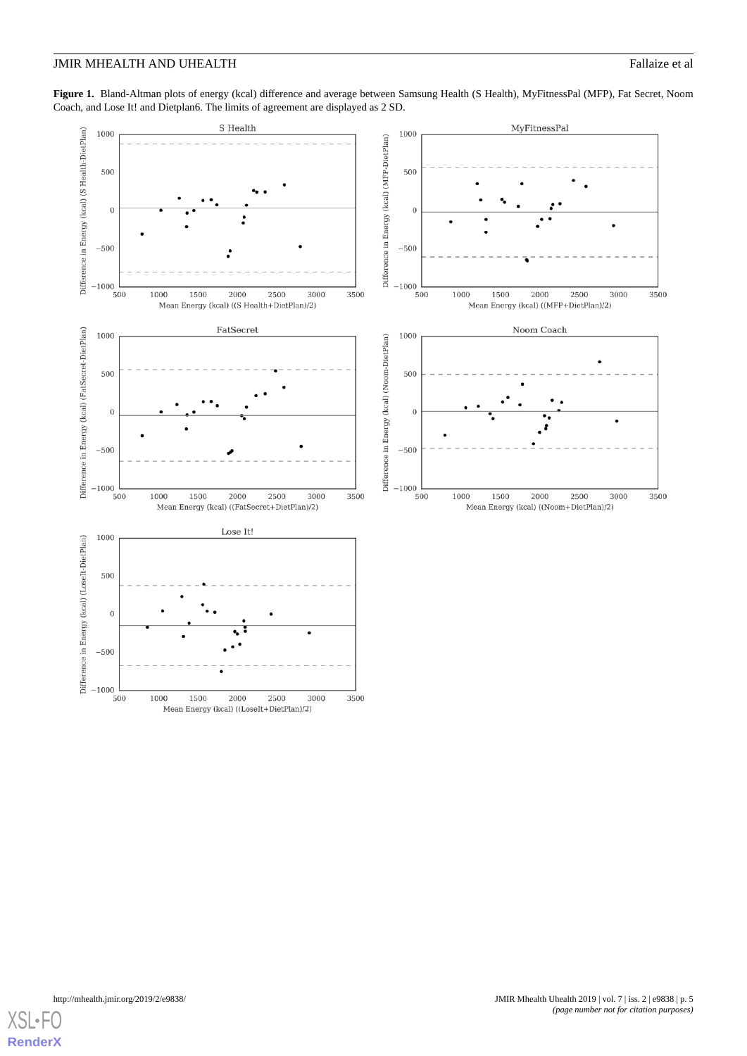**Figure 1.** Bland-Altman plots of energy (kcal) difference and average between Samsung Health (S Health), MyFitnessPal (MFP), Fat Secret, Noom Coach, and Lose It! and Dietplan6. The limits of agreement are displayed as 2 SD.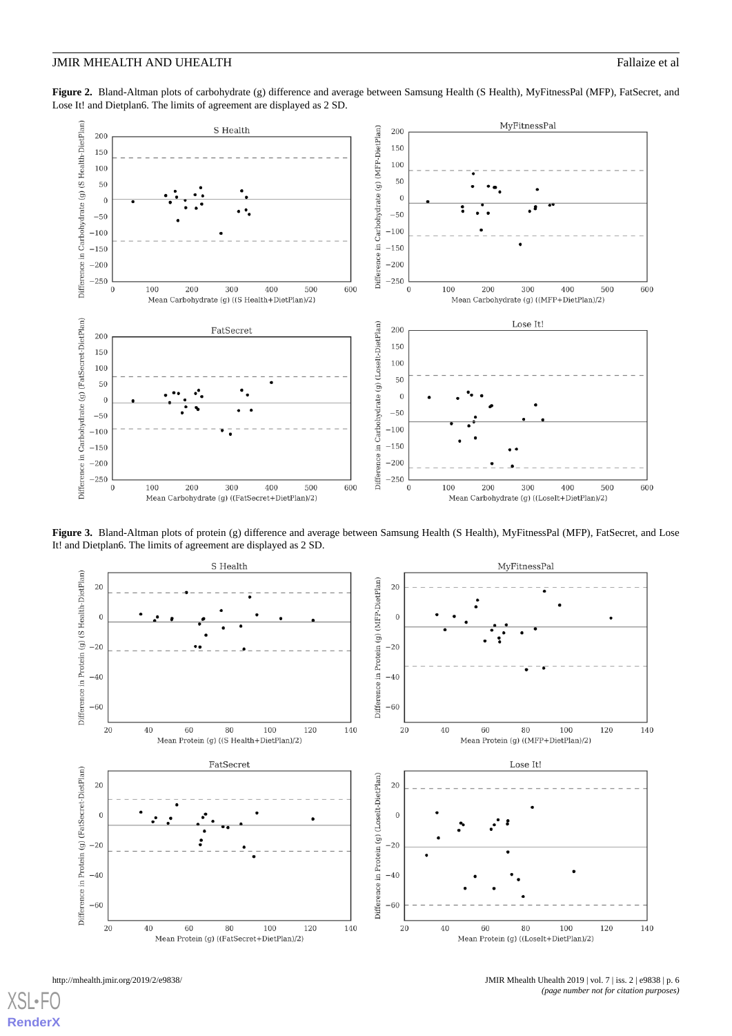**Figure 2.** Bland-Altman plots of carbohydrate (g) difference and average between Samsung Health (S Health), MyFitnessPal (MFP), FatSecret, and Lose It! and Dietplan6. The limits of agreement are displayed as 2 SD.

**Figure 3.** Bland-Altman plots of protein (g) difference and average between Samsung Health (S Health), MyFitnessPal (MFP), FatSecret, and Lose It! and Dietplan6. The limits of agreement are displayed as 2 SD.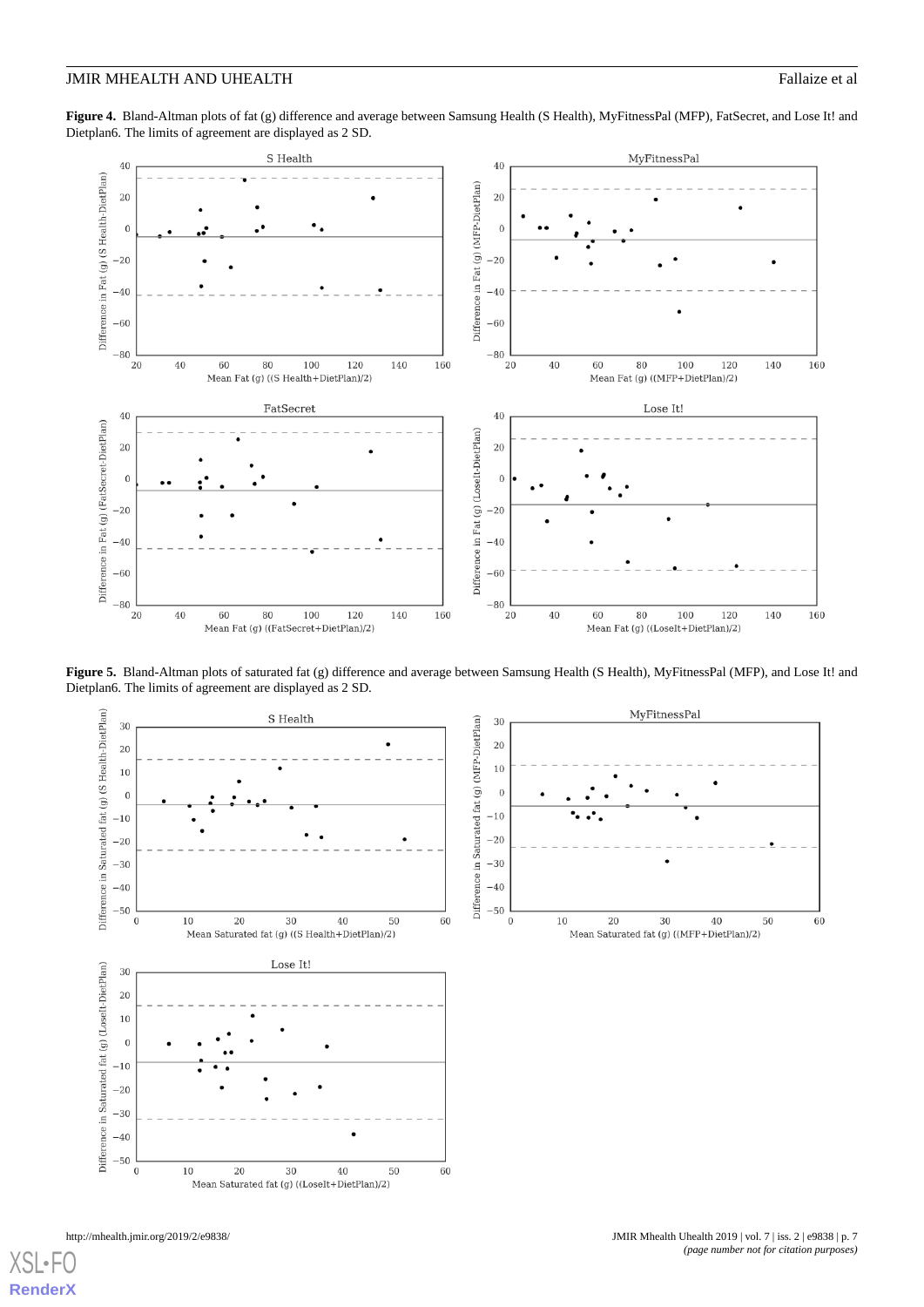**Figure 4.** Bland-Altman plots of fat (g) difference and average between Samsung Health (S Health), MyFitnessPal (MFP), FatSecret, and Lose It! and Dietplan6. The limits of agreement are displayed as 2 SD.

**Figure 5.** Bland-Altman plots of saturated fat (g) difference and average between Samsung Health (S Health), MyFitnessPal (MFP), and Lose It! and Dietplan6. The limits of agreement are displayed as 2 SD.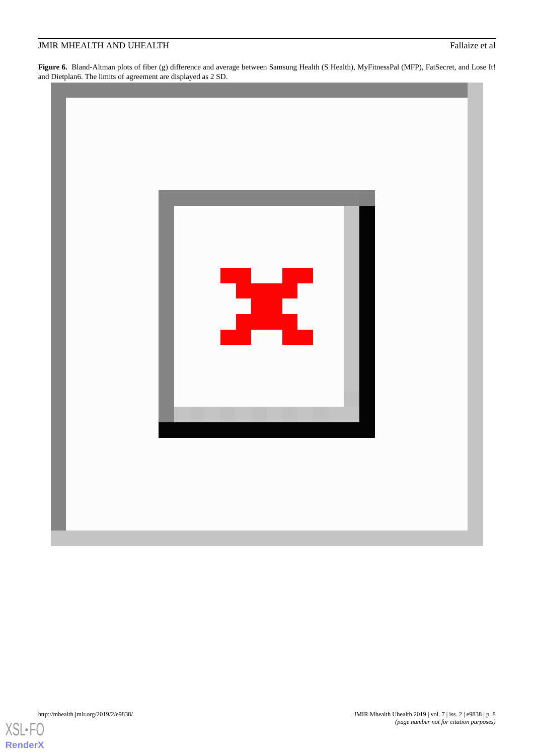**Figure 6.** Bland-Altman plots of fiber (g) difference and average between Samsung Health (S Health), MyFitnessPal (MFP), FatSecret, and Lose It! and Dietplan6. The limits of agreement are displayed as 2 SD.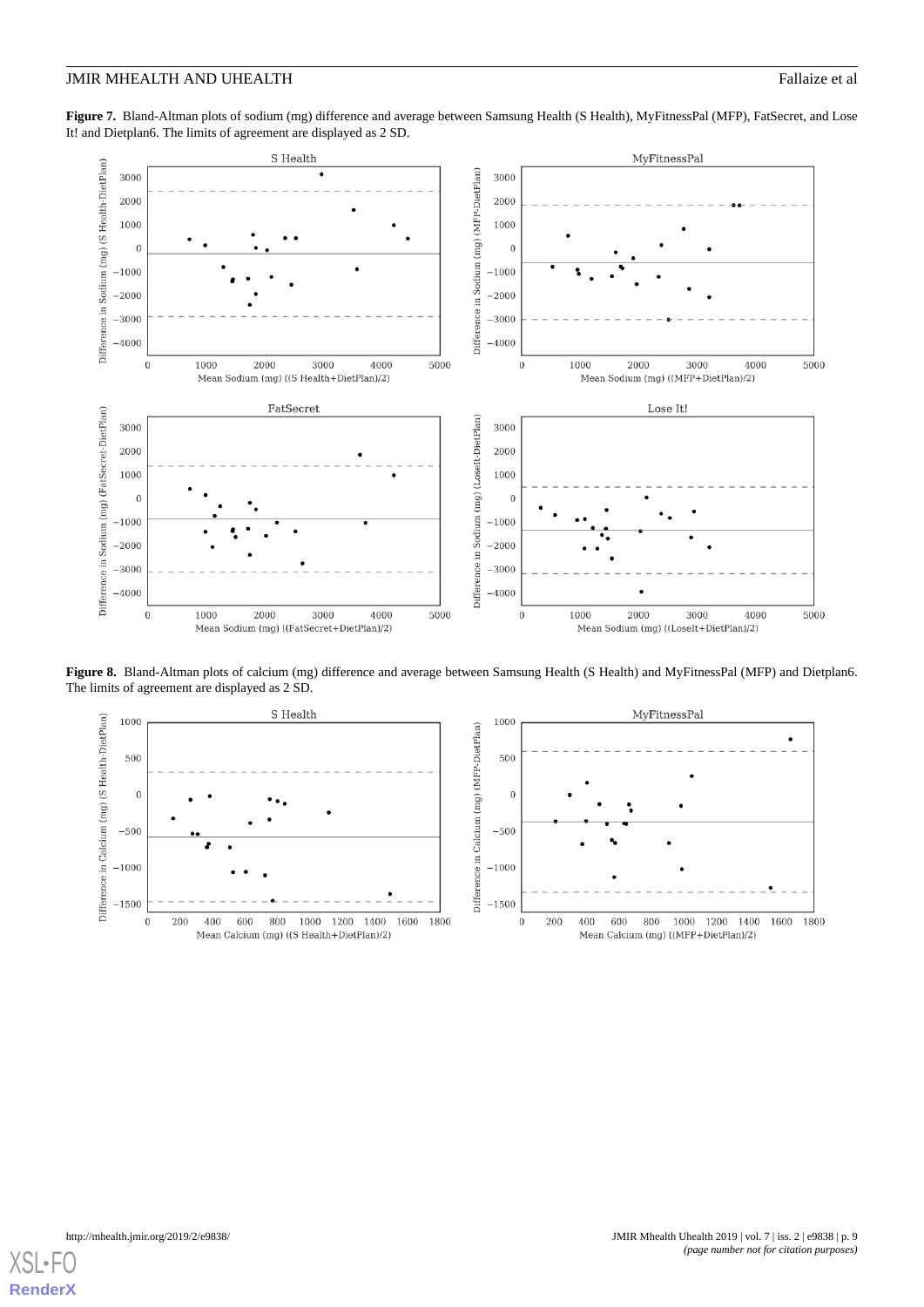**Figure 7.** Bland-Altman plots of sodium (mg) difference and average between Samsung Health (S Health), MyFitnessPal (MFP), FatSecret, and Lose It! and Dietplan6. The limits of agreement are displayed as 2 SD.

**Figure 8.** Bland-Altman plots of calcium (mg) difference and average between Samsung Health (S Health) and MyFitnessPal (MFP) and Dietplan6. The limits of agreement are displayed as 2 SD.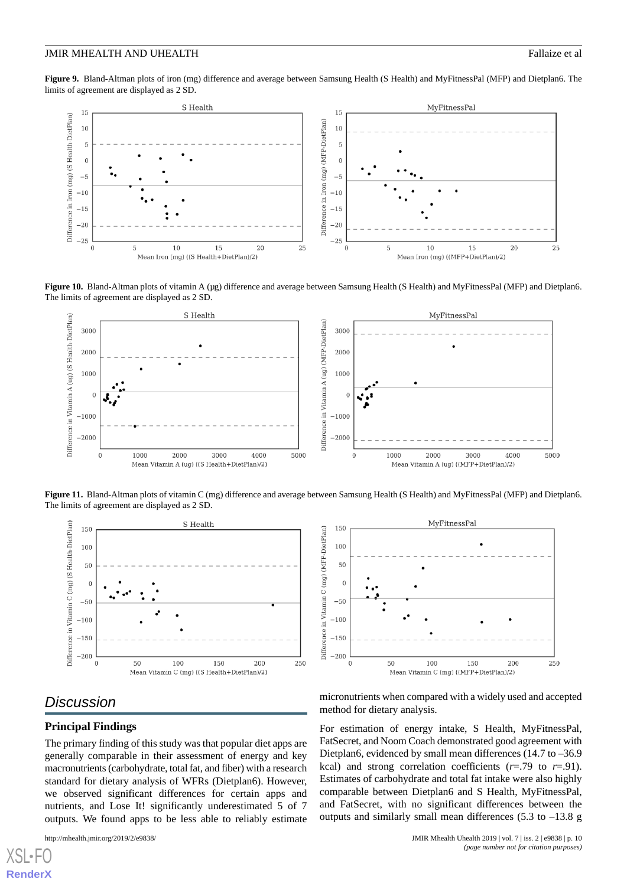**Figure 9.** Bland-Altman plots of iron (mg) difference and average between Samsung Health (S Health) and MyFitnessPal (MFP) and Dietplan6. The limits of agreement are displayed as 2 SD.

**Figure 10.** Bland-Altman plots of vitamin A (µg) difference and average between Samsung Health (S Health) and MyFitnessPal (MFP) and Dietplan6. The limits of agreement are displayed as 2 SD.

**Figure 11.** Bland-Altman plots of vitamin C (mg) difference and average between Samsung Health (S Health) and MyFitnessPal (MFP) and Dietplan6. The limits of agreement are displayed as 2 SD.

## Discussion

### Principal Findings

The primary finding of this study was that popular diet apps are generally comparable in their assessment of energy and key macronutrients (carbohydrate, total fat, and fiber) with a research standard for dietary analysis of WFRs (Dietplan6). However, we observed significant differences for certain apps and nutrients, and Lose It! significantly underestimated 5 of 7 outputs. We found apps to be less able to reliably estimate micronutrients when compared with a widely used and accepted method for dietary analysis.

For estimation of energy intake, S Health, MyFitnessPal, FatSecret, and Noom Coach demonstrated good agreement with Dietplan6, evidenced by small mean differences (14.7 to –36.9 kcal) and strong correlation coefficients (*r*=.79 to *r*=.91). Estimates of carbohydrate and total fat intake were also highly comparable between Dietplan6 and S Health, MyFitnessPal, and FatSecret, with no significant differences between the outputs and similarly small mean differences (5.3 to –13.8 g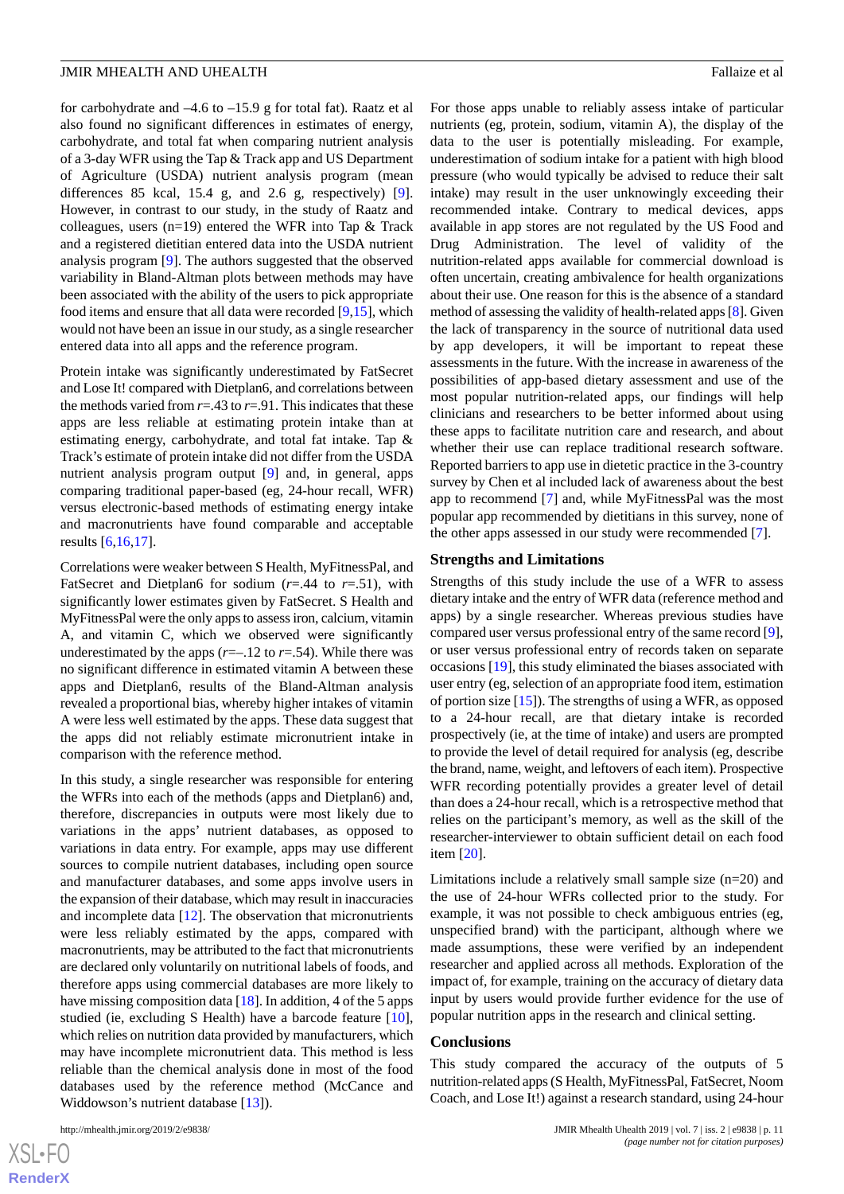for carbohydrate and –4.6 to –15.9 g for total fat). Raatz et al also found no significant differences in estimates of energy, carbohydrate, and total fat when comparing nutrient analysis of a 3-day WFR using the Tap & Track app and US Department of Agriculture (USDA) nutrient analysis program (mean differences 85 kcal, 15.4 g, and 2.6 g, respectively) [9]. However, in contrast to our study, in the study of Raatz and colleagues, users (n=19) entered the WFR into Tap & Track and a registered dietitian entered data into the USDA nutrient analysis program [9]. The authors suggested that the observed variability in Bland-Altman plots between methods may have been associated with the ability of the users to pick appropriate food items and ensure that all data were recorded [9,15], which would not have been an issue in our study, as a single researcher entered data into all apps and the reference program.

Protein intake was significantly underestimated by FatSecret and Lose It! compared with Dietplan6, and correlations between the methods varied from *r*=.43 to *r*=.91. This indicates that these apps are less reliable at estimating protein intake than at estimating energy, carbohydrate, and total fat intake. Tap & Track's estimate of protein intake did not differ from the USDA nutrient analysis program output [9] and, in general, apps comparing traditional paper-based (eg, 24-hour recall, WFR) versus electronic-based methods of estimating energy intake and macronutrients have found comparable and acceptable results [6,16,17].

Correlations were weaker between S Health, MyFitnessPal, and FatSecret and Dietplan6 for sodium (*r*=.44 to *r*=.51), with significantly lower estimates given by FatSecret. S Health and MyFitnessPal were the only apps to assess iron, calcium, vitamin A, and vitamin C, which we observed were significantly underestimated by the apps (*r*=–.12 to *r*=.54). While there was no significant difference in estimated vitamin A between these apps and Dietplan6, results of the Bland-Altman analysis revealed a proportional bias, whereby higher intakes of vitamin A were less well estimated by the apps. These data suggest that the apps did not reliably estimate micronutrient intake in comparison with the reference method.

In this study, a single researcher was responsible for entering the WFRs into each of the methods (apps and Dietplan6) and, therefore, discrepancies in outputs were most likely due to variations in the apps' nutrient databases, as opposed to variations in data entry. For example, apps may use different sources to compile nutrient databases, including open source and manufacturer databases, and some apps involve users in the expansion of their database, which may result in inaccuracies and incomplete data [12]. The observation that micronutrients were less reliably estimated by the apps, compared with macronutrients, may be attributed to the fact that micronutrients are declared only voluntarily on nutritional labels of foods, and therefore apps using commercial databases are more likely to have missing composition data [18]. In addition, 4 of the 5 apps studied (ie, excluding S Health) have a barcode feature [10], which relies on nutrition data provided by manufacturers, which may have incomplete micronutrient data. This method is less reliable than the chemical analysis done in most of the food databases used by the reference method (McCance and Widdowson's nutrient database [13]).

For those apps unable to reliably assess intake of particular nutrients (eg, protein, sodium, vitamin A), the display of the data to the user is potentially misleading. For example, underestimation of sodium intake for a patient with high blood pressure (who would typically be advised to reduce their salt intake) may result in the user unknowingly exceeding their recommended intake. Contrary to medical devices, apps available in app stores are not regulated by the US Food and Drug Administration. The level of validity of the nutrition-related apps available for commercial download is often uncertain, creating ambivalence for health organizations about their use. One reason for this is the absence of a standard method of assessing the validity of health-related apps [8]. Given the lack of transparency in the source of nutritional data used by app developers, it will be important to repeat these assessments in the future. With the increase in awareness of the possibilities of app-based dietary assessment and use of the most popular nutrition-related apps, our findings will help clinicians and researchers to be better informed about using these apps to facilitate nutrition care and research, and about whether their use can replace traditional research software. Reported barriers to app use in dietetic practice in the 3-country survey by Chen et al included lack of awareness about the best app to recommend [7] and, while MyFitnessPal was the most popular app recommended by dietitians in this survey, none of the other apps assessed in our study were recommended [7].

## Strengths and Limitations

Strengths of this study include the use of a WFR to assess dietary intake and the entry of WFR data (reference method and apps) by a single researcher. Whereas previous studies have compared user versus professional entry of the same record [9], or user versus professional entry of records taken on separate occasions [19], this study eliminated the biases associated with user entry (eg, selection of an appropriate food item, estimation of portion size [15]). The strengths of using a WFR, as opposed to a 24-hour recall, are that dietary intake is recorded prospectively (ie, at the time of intake) and users are prompted to provide the level of detail required for analysis (eg, describe the brand, name, weight, and leftovers of each item). Prospective WFR recording potentially provides a greater level of detail than does a 24-hour recall, which is a retrospective method that relies on the participant's memory, as well as the skill of the researcher-interviewer to obtain sufficient detail on each food item [20].

Limitations include a relatively small sample size (n=20) and the use of 24-hour WFRs collected prior to the study. For example, it was not possible to check ambiguous entries (eg, unspecified brand) with the participant, although where we made assumptions, these were verified by an independent researcher and applied across all methods. Exploration of the impact of, for example, training on the accuracy of dietary data input by users would provide further evidence for the use of popular nutrition apps in the research and clinical setting.

## Conclusions

This study compared the accuracy of the outputs of 5 nutrition-related apps (S Health, MyFitnessPal, FatSecret, Noom Coach, and Lose It!) against a research standard, using 24-hour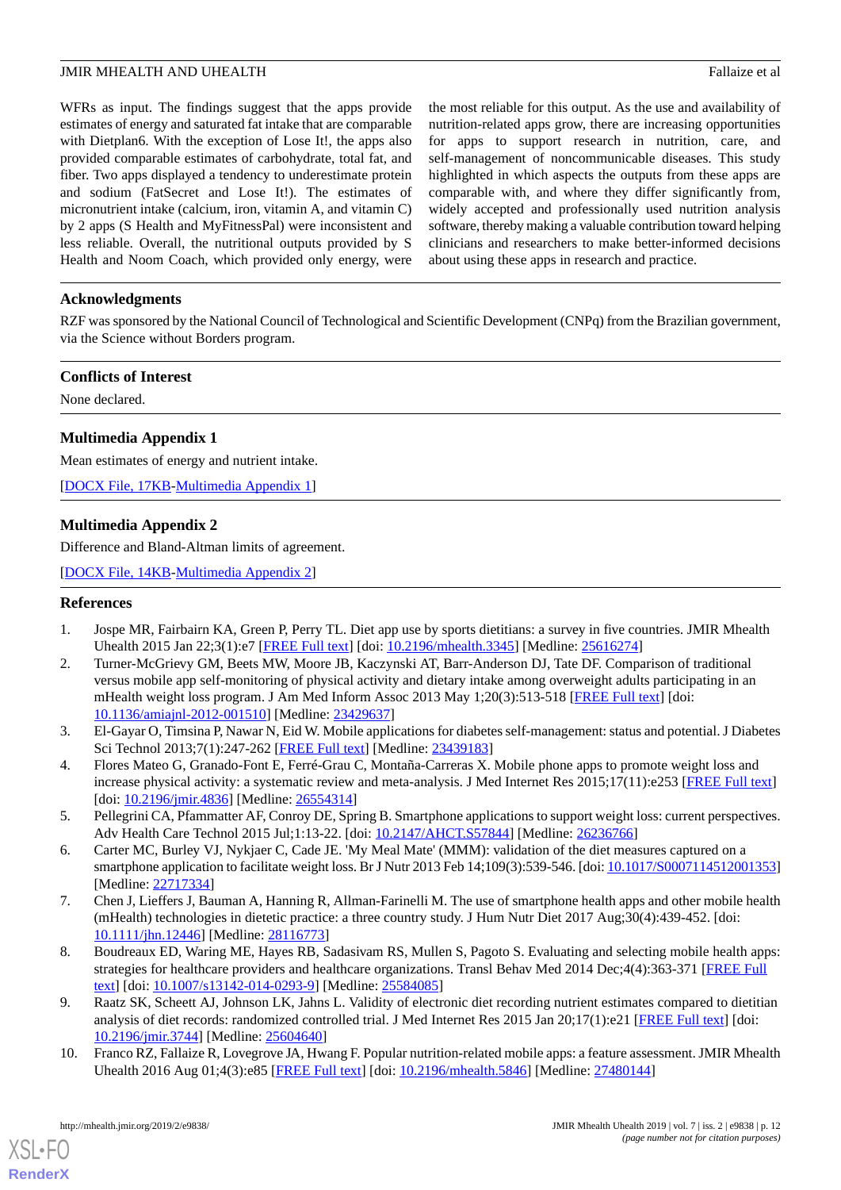WFRs as input. The findings suggest that the apps provide estimates of energy and saturated fat intake that are comparable with Dietplan6. With the exception of Lose It!, the apps also provided comparable estimates of carbohydrate, total fat, and fiber. Two apps displayed a tendency to underestimate protein and sodium (FatSecret and Lose It!). The estimates of micronutrient intake (calcium, iron, vitamin A, and vitamin C) by 2 apps (S Health and MyFitnessPal) were inconsistent and less reliable. Overall, the nutritional outputs provided by S Health and Noom Coach, which provided only energy, were the most reliable for this output. As the use and availability of nutrition-related apps grow, there are increasing opportunities for apps to support research in nutrition, care, and self-management of noncommunicable diseases. This study highlighted in which aspects the outputs from these apps are comparable with, and where they differ significantly from, widely accepted and professionally used nutrition analysis software, thereby making a valuable contribution toward helping clinicians and researchers to make better-informed decisions about using these apps in research and practice.

## Acknowledgments

RZF was sponsored by the National Council of Technological and Scientific Development (CNPq) from the Brazilian government, via the Science without Borders program.

## Conflicts of Interest

None declared.

## Multimedia Appendix 1

Mean estimates of energy and nutrient intake.

[DOCX File, 17KB-Multimedia Appendix 1]

## Multimedia Appendix 2

Difference and Bland-Altman limits of agreement.

[DOCX File, 14KB-Multimedia Appendix 2]

## References

1. Jospe MR, Fairbairn KA, Green P, Perry TL. Diet app use by sports dietitians: a survey in five countries. JMIR Mhealth Uhealth 2015 Jan 22;3(1):e7 [FREE Full text] [doi: 10.2196/mhealth.3345] [Medline: 25616274]
2. Turner-McGrievy GM, Beets MW, Moore JB, Kaczynski AT, Barr-Anderson DJ, Tate DF. Comparison of traditional versus mobile app self-monitoring of physical activity and dietary intake among overweight adults participating in an mHealth weight loss program. J Am Med Inform Assoc 2013 May 1;20(3):513-518 [FREE Full text] [doi: 10.1136/amiajnl-2012-001510] [Medline: 23429637]
3. El-Gayar O, Timsina P, Nawar N, Eid W. Mobile applications for diabetes self-management: status and potential. J Diabetes Sci Technol 2013;7(1):247-262 [FREE Full text] [Medline: 23439183]
4. Flores Mateo G, Granado-Font E, Ferré-Grau C, Montaña-Carreras X. Mobile phone apps to promote weight loss and increase physical activity: a systematic review and meta-analysis. J Med Internet Res 2015;17(11):e253 [FREE Full text] [doi: 10.2196/jmir.4836] [Medline: 26554314]
5. Pellegrini CA, Pfammatter AF, Conroy DE, Spring B. Smartphone applications to support weight loss: current perspectives. Adv Health Care Technol 2015 Jul;1:13-22. [doi: 10.2147/AHCT.S57844] [Medline: 26236766]
6. Carter MC, Burley VJ, Nykjaer C, Cade JE. 'My Meal Mate' (MMM): validation of the diet measures captured on a smartphone application to facilitate weight loss. Br J Nutr 2013 Feb 14;109(3):539-546. [doi: 10.1017/S0007114512001353] [Medline: 22717334]
7. Chen J, Lieffers J, Bauman A, Hanning R, Allman-Farinelli M. The use of smartphone health apps and other mobile health (mHealth) technologies in dietetic practice: a three country study. J Hum Nutr Diet 2017 Aug;30(4):439-452. [doi: 10.1111/jhn.12446] [Medline: 28116773]
8. Boudreaux ED, Waring ME, Hayes RB, Sadasivam RS, Mullen S, Pagoto S. Evaluating and selecting mobile health apps: strategies for healthcare providers and healthcare organizations. Transl Behav Med 2014 Dec;4(4):363-371 [FREE Full text] [doi: 10.1007/s13142-014-0293-9] [Medline: 25584085]
9. Raatz SK, Scheett AJ, Johnson LK, Jahns L. Validity of electronic diet recording nutrient estimates compared to dietitian analysis of diet records: randomized controlled trial. J Med Internet Res 2015 Jan 20;17(1):e21 [FREE Full text] [doi: 10.2196/jmir.3744] [Medline: 25604640]
10. Franco RZ, Fallaize R, Lovegrove JA, Hwang F. Popular nutrition-related mobile apps: a feature assessment. JMIR Mhealth Uhealth 2016 Aug 01;4(3):e85 [FREE Full text] [doi: 10.2196/mhealth.5846] [Medline: 27480144]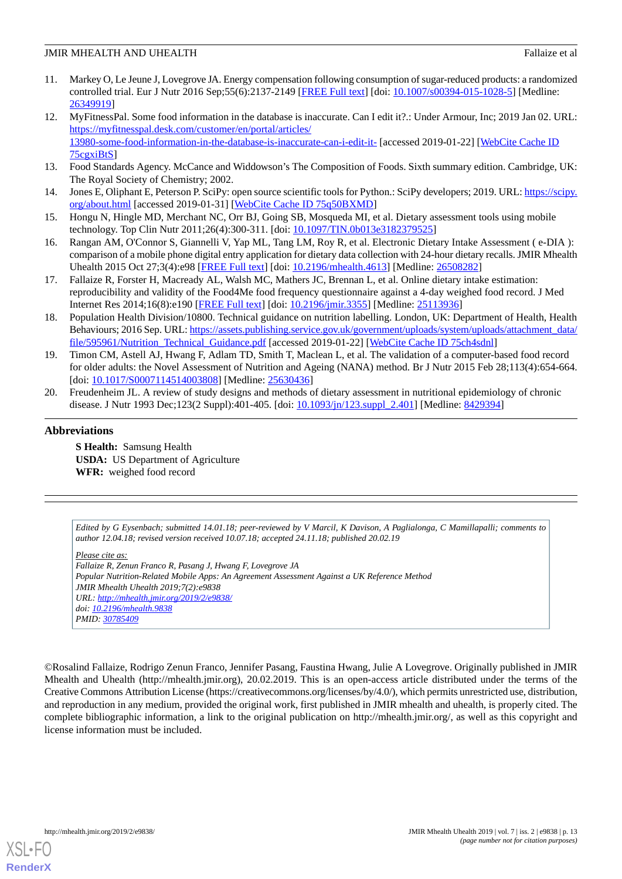11. Markey O, Le Jeune J, Lovegrove JA. Energy compensation following consumption of sugar-reduced products: a randomized controlled trial. Eur J Nutr 2016 Sep;55(6):2137-2149 [FREE Full text] [doi: 10.1007/s00394-015-1028-5] [Medline: 26349919]
12. MyFitnessPal. Some food information in the database is inaccurate. Can I edit it?.: Under Armour, Inc; 2019 Jan 02. URL: https://myfitnesspal.desk.com/customer/en/portal/articles/13980-some-food-information-in-the-database-is-inaccurate-can-i-edit-it- [accessed 2019-01-22] [WebCite Cache ID 75cgxiBtS]
13. Food Standards Agency. McCance and Widdowson's The Composition of Foods. Sixth summary edition. Cambridge, UK: The Royal Society of Chemistry; 2002.
14. Jones E, Oliphant E, Peterson P. SciPy: open source scientific tools for Python.: SciPy developers; 2019. URL: https://scipy.org/about.html [accessed 2019-01-31] [WebCite Cache ID 75q50BXMD]
15. Hongu N, Hingle MD, Merchant NC, Orr BJ, Going SB, Mosqueda MI, et al. Dietary assessment tools using mobile technology. Top Clin Nutr 2011;26(4):300-311. [doi: 10.1097/TIN.0b013e3182379525]
16. Rangan AM, O'Connor S, Giannelli V, Yap ML, Tang LM, Roy R, et al. Electronic Dietary Intake Assessment ( e-DIA ): comparison of a mobile phone digital entry application for dietary data collection with 24-hour dietary recalls. JMIR Mhealth Uhealth 2015 Oct 27;3(4):e98 [FREE Full text] [doi: 10.2196/mhealth.4613] [Medline: 26508282]
17. Fallaize R, Forster H, Macready AL, Walsh MC, Mathers JC, Brennan L, et al. Online dietary intake estimation: reproducibility and validity of the Food4Me food frequency questionnaire against a 4-day weighed food record. J Med Internet Res 2014;16(8):e190 [FREE Full text] [doi: 10.2196/jmir.3355] [Medline: 25113936]
18. Population Health Division/10800. Technical guidance on nutrition labelling. London, UK: Department of Health, Health Behaviours; 2016 Sep. URL: https://assets.publishing.service.gov.uk/government/uploads/system/uploads/attachment_data/file/595961/Nutrition_Technical_Guidance.pdf [accessed 2019-01-22] [WebCite Cache ID 75ch4sdnl]
19. Timon CM, Astell AJ, Hwang F, Adlam TD, Smith T, Maclean L, et al. The validation of a computer-based food record for older adults: the Novel Assessment of Nutrition and Ageing (NANA) method. Br J Nutr 2015 Feb 28;113(4):654-664. [doi: 10.1017/S0007114514003808] [Medline: 25630436]
20. Freudenheim JL. A review of study designs and methods of dietary assessment in nutritional epidemiology of chronic disease. J Nutr 1993 Dec;123(2 Suppl):401-405. [doi: 10.1093/jn/123.suppl_2.401] [Medline: 8429394]

## Abbreviations

**S Health:** Samsung Health
**USDA:** US Department of Agriculture
**WFR:** weighed food record

*Edited by G Eysenbach; submitted 14.01.18; peer-reviewed by V Marcil, K Davison, A Paglialonga, C Mamillapalli; comments to author 12.04.18; revised version received 10.07.18; accepted 24.11.18; published 20.02.19*

*Please cite as:*
*Fallaize R, Zenun Franco R, Pasang J, Hwang F, Lovegrove JA*
*Popular Nutrition-Related Mobile Apps: An Agreement Assessment Against a UK Reference Method*
*JMIR Mhealth Uhealth 2019;7(2):e9838*
*URL: http://mhealth.jmir.org/2019/2/e9838/*
*doi: 10.2196/mhealth.9838*
*PMID: 30785409*

©Rosalind Fallaize, Rodrigo Zenun Franco, Jennifer Pasang, Faustina Hwang, Julie A Lovegrove. Originally published in JMIR Mhealth and Uhealth (http://mhealth.jmir.org), 20.02.2019. This is an open-access article distributed under the terms of the Creative Commons Attribution License (https://creativecommons.org/licenses/by/4.0/), which permits unrestricted use, distribution, and reproduction in any medium, provided the original work, first published in JMIR mhealth and uhealth, is properly cited. The complete bibliographic information, a link to the original publication on http://mhealth.jmir.org/, as well as this copyright and license information must be included.